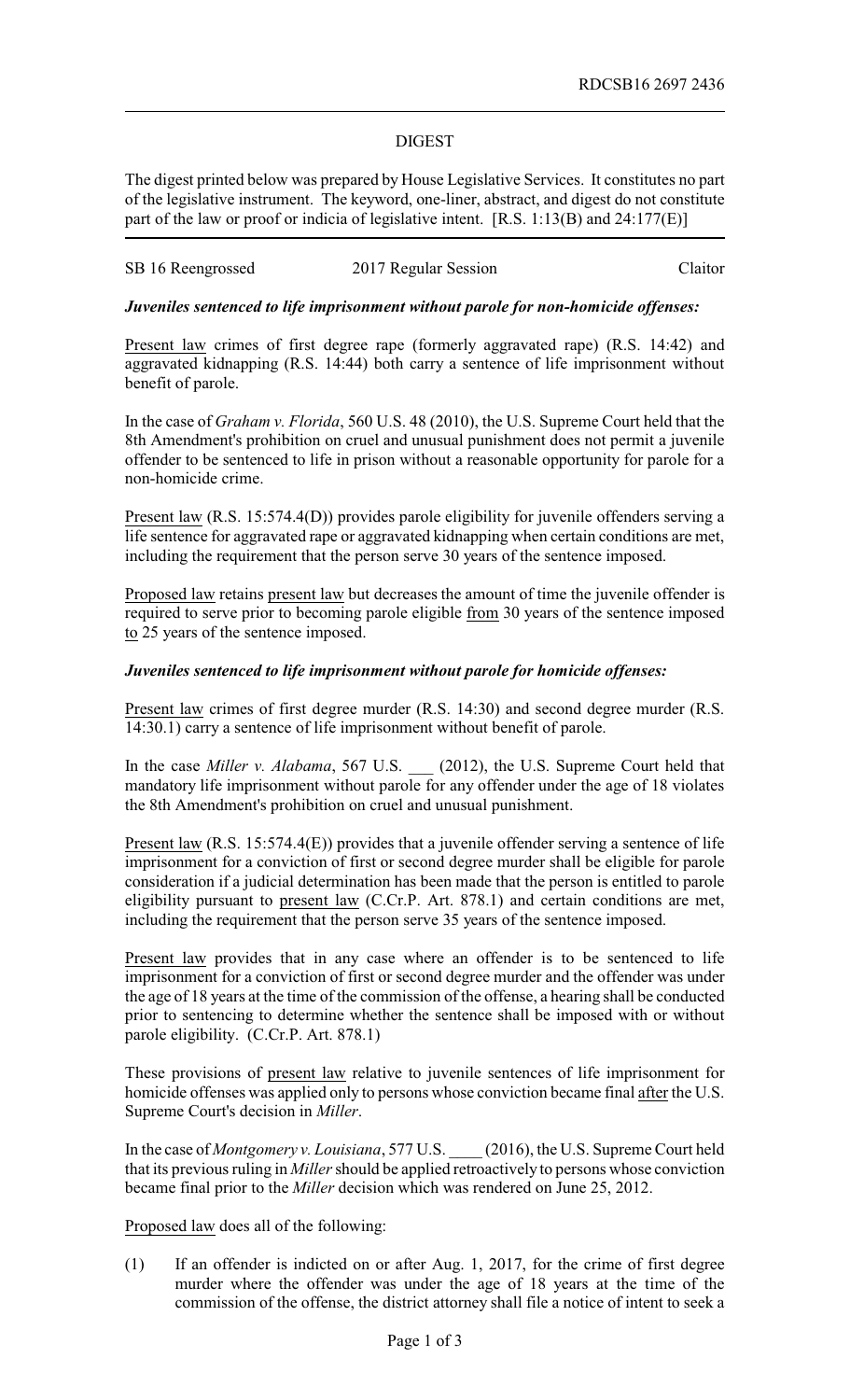RDCSB16 2697 2436

## DIGEST

The digest printed below was prepared by House Legislative Services. It constitutes no part of the legislative instrument. The keyword, one-liner, abstract, and digest do not constitute part of the law or proof or indicia of legislative intent. [R.S. 1:13(B) and 24:177(E)]

SB 16 Reengrossed 2017 Regular Session Claitor

***Juveniles sentenced to life imprisonment without parole for non-homicide offenses:***

Present law crimes of first degree rape (formerly aggravated rape) (R.S. 14:42) and aggravated kidnapping (R.S. 14:44) both carry a sentence of life imprisonment without benefit of parole.

In the case of *Graham v. Florida*, 560 U.S. 48 (2010), the U.S. Supreme Court held that the 8th Amendment's prohibition on cruel and unusual punishment does not permit a juvenile offender to be sentenced to life in prison without a reasonable opportunity for parole for a non-homicide crime.

Present law (R.S. 15:574.4(D)) provides parole eligibility for juvenile offenders serving a life sentence for aggravated rape or aggravated kidnapping when certain conditions are met, including the requirement that the person serve 30 years of the sentence imposed.

Proposed law retains present law but decreases the amount of time the juvenile offender is required to serve prior to becoming parole eligible from 30 years of the sentence imposed to 25 years of the sentence imposed.

***Juveniles sentenced to life imprisonment without parole for homicide offenses:***

Present law crimes of first degree murder (R.S. 14:30) and second degree murder (R.S. 14:30.1) carry a sentence of life imprisonment without benefit of parole.

In the case *Miller v. Alabama*, 567 U.S. ___ (2012), the U.S. Supreme Court held that mandatory life imprisonment without parole for any offender under the age of 18 violates the 8th Amendment's prohibition on cruel and unusual punishment.

Present law (R.S. 15:574.4(E)) provides that a juvenile offender serving a sentence of life imprisonment for a conviction of first or second degree murder shall be eligible for parole consideration if a judicial determination has been made that the person is entitled to parole eligibility pursuant to present law (C.Cr.P. Art. 878.1) and certain conditions are met, including the requirement that the person serve 35 years of the sentence imposed.

Present law provides that in any case where an offender is to be sentenced to life imprisonment for a conviction of first or second degree murder and the offender was under the age of 18 years at the time of the commission of the offense, a hearing shall be conducted prior to sentencing to determine whether the sentence shall be imposed with or without parole eligibility. (C.Cr.P. Art. 878.1)

These provisions of present law relative to juvenile sentences of life imprisonment for homicide offenses was applied only to persons whose conviction became final after the U.S. Supreme Court's decision in *Miller*.

In the case of *Montgomery v. Louisiana*, 577 U.S. ____ (2016), the U.S. Supreme Court held that its previous ruling in *Miller* should be applied retroactively to persons whose conviction became final prior to the *Miller* decision which was rendered on June 25, 2012.

Proposed law does all of the following:

(1) If an offender is indicted on or after Aug. 1, 2017, for the crime of first degree murder where the offender was under the age of 18 years at the time of the commission of the offense, the district attorney shall file a notice of intent to seek a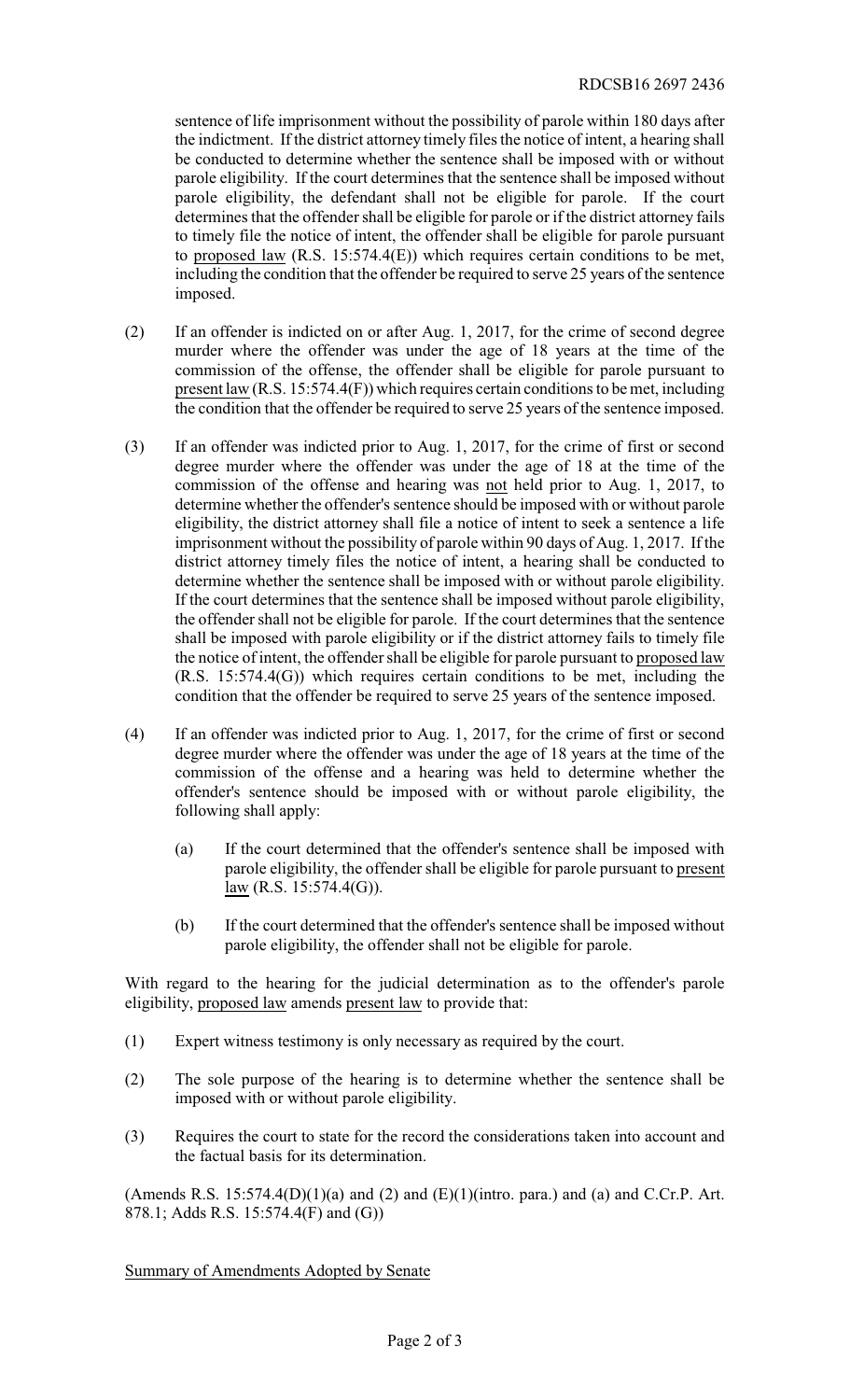sentence of life imprisonment without the possibility of parole within 180 days after the indictment. If the district attorney timely files the notice of intent, a hearing shall be conducted to determine whether the sentence shall be imposed with or without parole eligibility. If the court determines that the sentence shall be imposed without parole eligibility, the defendant shall not be eligible for parole. If the court determines that the offender shall be eligible for parole or if the district attorney fails to timely file the notice of intent, the offender shall be eligible for parole pursuant to proposed law (R.S. 15:574.4(E)) which requires certain conditions to be met, including the condition that the offender be required to serve 25 years of the sentence imposed.

(2) If an offender is indicted on or after Aug. 1, 2017, for the crime of second degree murder where the offender was under the age of 18 years at the time of the commission of the offense, the offender shall be eligible for parole pursuant to present law (R.S. 15:574.4(F)) which requires certain conditions to be met, including the condition that the offender be required to serve 25 years of the sentence imposed.

(3) If an offender was indicted prior to Aug. 1, 2017, for the crime of first or second degree murder where the offender was under the age of 18 at the time of the commission of the offense and hearing was not held prior to Aug. 1, 2017, to determine whether the offender's sentence should be imposed with or without parole eligibility, the district attorney shall file a notice of intent to seek a sentence a life imprisonment without the possibility of parole within 90 days of Aug. 1, 2017. If the district attorney timely files the notice of intent, a hearing shall be conducted to determine whether the sentence shall be imposed with or without parole eligibility. If the court determines that the sentence shall be imposed without parole eligibility, the offender shall not be eligible for parole. If the court determines that the sentence shall be imposed with parole eligibility or if the district attorney fails to timely file the notice of intent, the offender shall be eligible for parole pursuant to proposed law (R.S. 15:574.4(G)) which requires certain conditions to be met, including the condition that the offender be required to serve 25 years of the sentence imposed.

(4) If an offender was indicted prior to Aug. 1, 2017, for the crime of first or second degree murder where the offender was under the age of 18 years at the time of the commission of the offense and a hearing was held to determine whether the offender's sentence should be imposed with or without parole eligibility, the following shall apply:

    (a) If the court determined that the offender's sentence shall be imposed with parole eligibility, the offender shall be eligible for parole pursuant to present law (R.S. 15:574.4(G)).

    (b) If the court determined that the offender's sentence shall be imposed without parole eligibility, the offender shall not be eligible for parole.

With regard to the hearing for the judicial determination as to the offender's parole eligibility, proposed law amends present law to provide that:

(1) Expert witness testimony is only necessary as required by the court.

(2) The sole purpose of the hearing is to determine whether the sentence shall be imposed with or without parole eligibility.

(3) Requires the court to state for the record the considerations taken into account and the factual basis for its determination.

(Amends R.S. 15:574.4(D)(1)(a) and (2) and (E)(1)(intro. para.) and (a) and C.Cr.P. Art. 878.1; Adds R.S. 15:574.4(F) and (G))

Summary of Amendments Adopted by Senate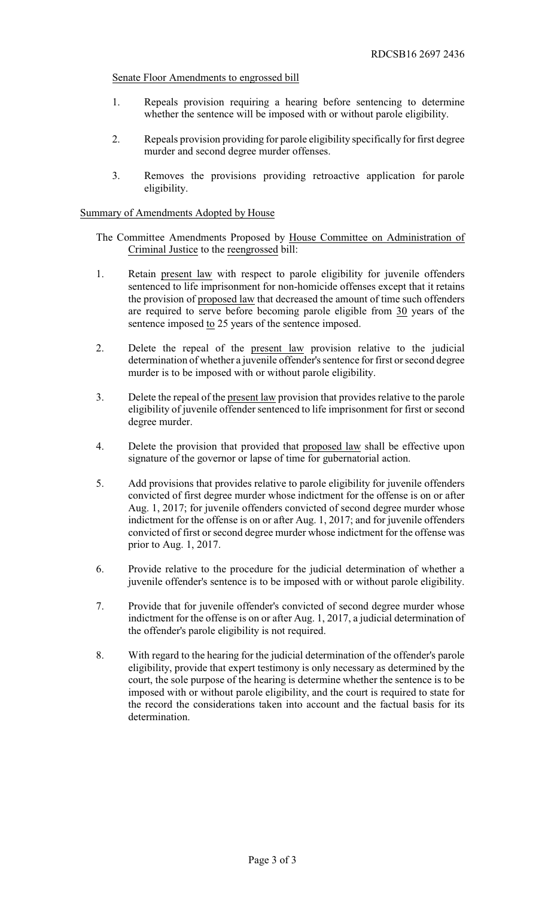RDCSB16 2697 2436

Senate Floor Amendments to engrossed bill

1. Repeals provision requiring a hearing before sentencing to determine whether the sentence will be imposed with or without parole eligibility.

2. Repeals provision providing for parole eligibility specifically for first degree murder and second degree murder offenses.

3. Removes the provisions providing retroactive application for parole eligibility.

Summary of Amendments Adopted by House

The Committee Amendments Proposed by House Committee on Administration of Criminal Justice to the reengrossed bill:

1. Retain present law with respect to parole eligibility for juvenile offenders sentenced to life imprisonment for non-homicide offenses except that it retains the provision of proposed law that decreased the amount of time such offenders are required to serve before becoming parole eligible from 30 years of the sentence imposed to 25 years of the sentence imposed.

2. Delete the repeal of the present law provision relative to the judicial determination of whether a juvenile offender's sentence for first or second degree murder is to be imposed with or without parole eligibility.

3. Delete the repeal of the present law provision that provides relative to the parole eligibility of juvenile offender sentenced to life imprisonment for first or second degree murder.

4. Delete the provision that provided that proposed law shall be effective upon signature of the governor or lapse of time for gubernatorial action.

5. Add provisions that provides relative to parole eligibility for juvenile offenders convicted of first degree murder whose indictment for the offense is on or after Aug. 1, 2017; for juvenile offenders convicted of second degree murder whose indictment for the offense is on or after Aug. 1, 2017; and for juvenile offenders convicted of first or second degree murder whose indictment for the offense was prior to Aug. 1, 2017.

6. Provide relative to the procedure for the judicial determination of whether a juvenile offender's sentence is to be imposed with or without parole eligibility.

7. Provide that for juvenile offender's convicted of second degree murder whose indictment for the offense is on or after Aug. 1, 2017, a judicial determination of the offender's parole eligibility is not required.

8. With regard to the hearing for the judicial determination of the offender's parole eligibility, provide that expert testimony is only necessary as determined by the court, the sole purpose of the hearing is determine whether the sentence is to be imposed with or without parole eligibility, and the court is required to state for the record the considerations taken into account and the factual basis for its determination.